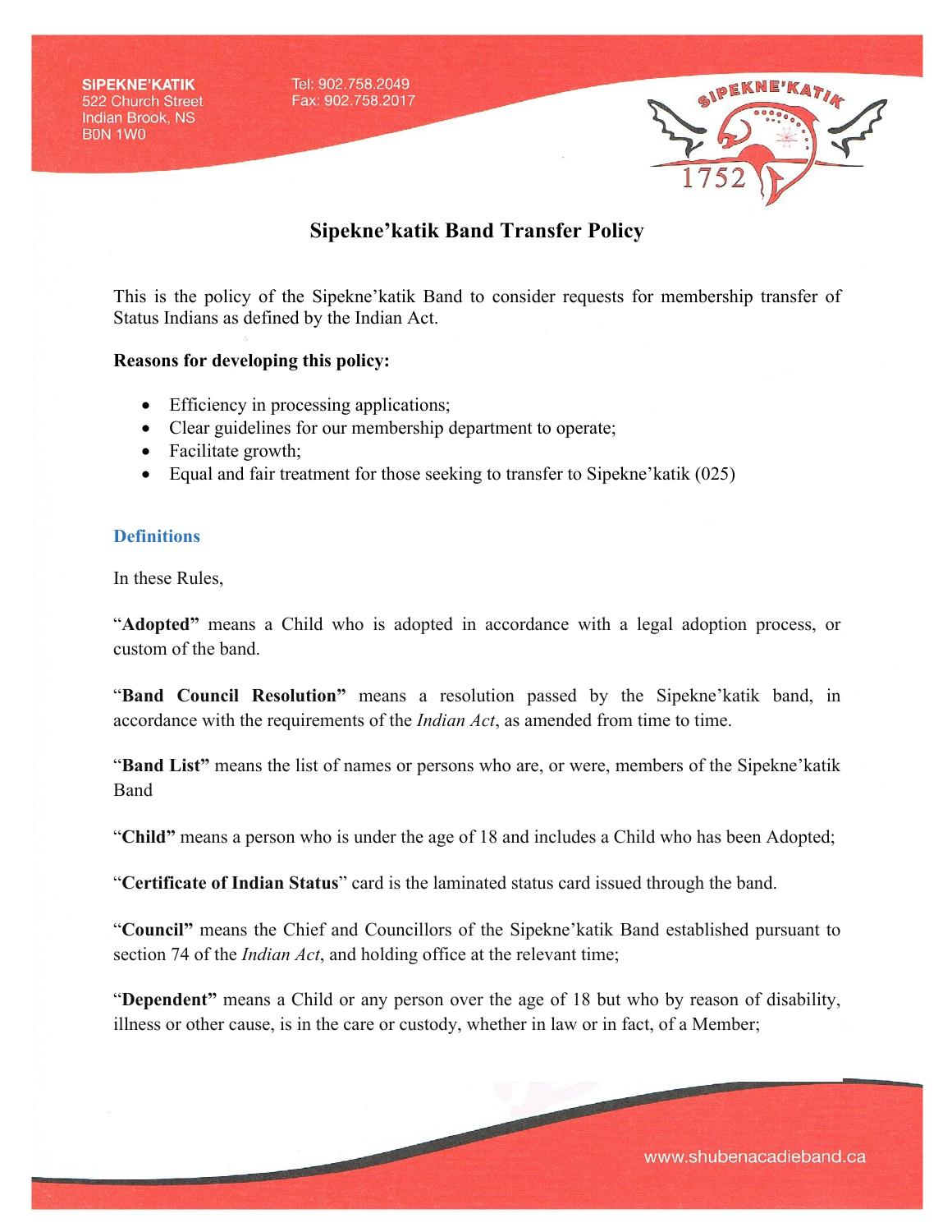SIPEKNE'KATIK
522 Church Street
Indian Brook, NS
B0N 1W0

Tel: 902.758.2049
Fax: 902.758.2017

# Sipekne'katik Band Transfer Policy

This is the policy of the Sipekne'katik Band to consider requests for membership transfer of Status Indians as defined by the Indian Act.

**Reasons for developing this policy:**

- Efficiency in processing applications;
- Clear guidelines for our membership department to operate;
- Facilitate growth;
- Equal and fair treatment for those seeking to transfer to Sipekne'katik (025)

## Definitions

In these Rules,

"**Adopted"** means a Child who is adopted in accordance with a legal adoption process, or custom of the band.

"**Band Council Resolution"** means a resolution passed by the Sipekne'katik band, in accordance with the requirements of the *Indian Act*, as amended from time to time.

"**Band List"** means the list of names or persons who are, or were, members of the Sipekne'katik Band

"**Child"** means a person who is under the age of 18 and includes a Child who has been Adopted;

"**Certificate of Indian Status**" card is the laminated status card issued through the band.

"**Council"** means the Chief and Councillors of the Sipekne'katik Band established pursuant to section 74 of the *Indian Act*, and holding office at the relevant time;

"**Dependent"** means a Child or any person over the age of 18 but who by reason of disability, illness or other cause, is in the care or custody, whether in law or in fact, of a Member;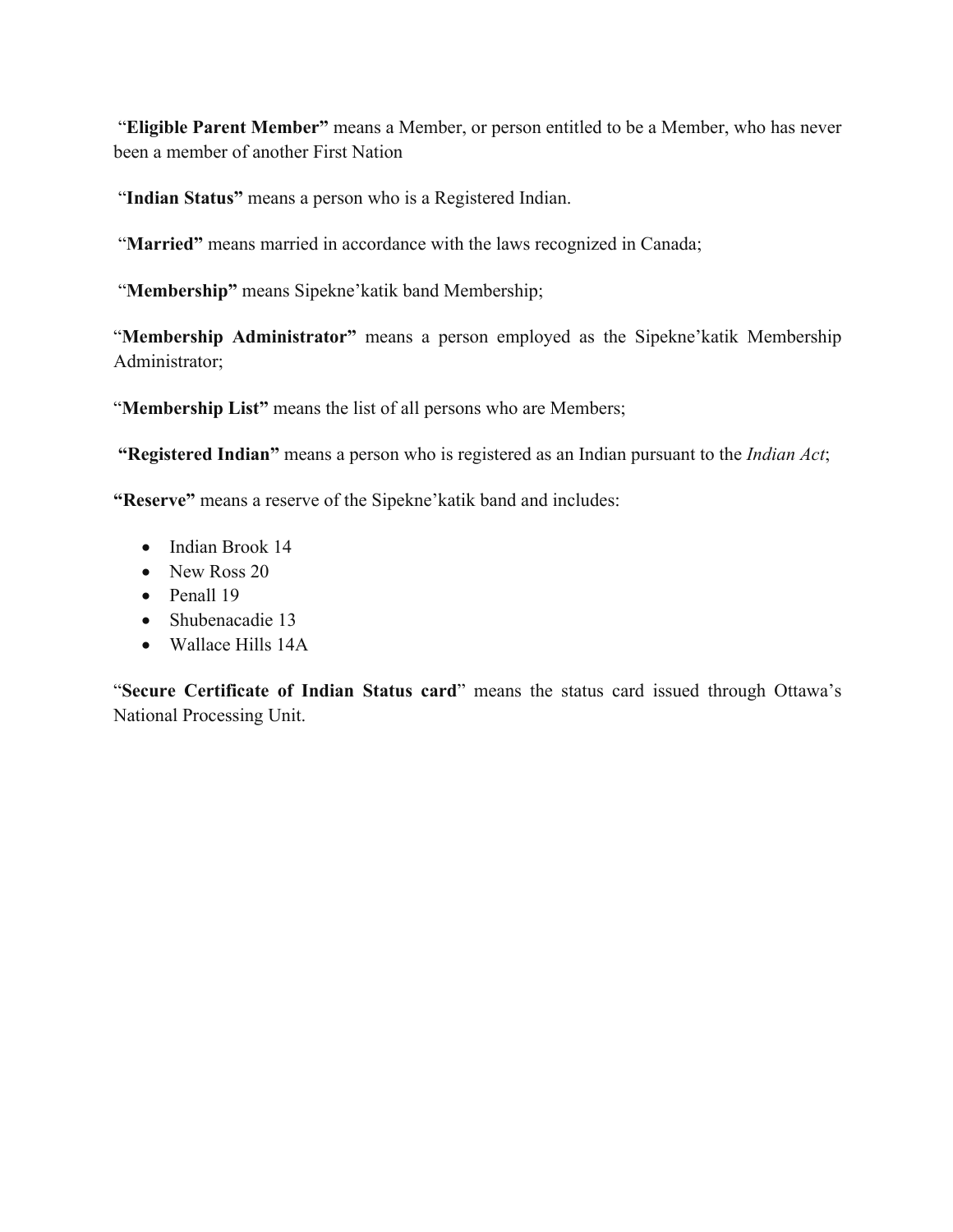"**Eligible Parent Member"** means a Member, or person entitled to be a Member, who has never been a member of another First Nation

"**Indian Status"** means a person who is a Registered Indian.

"**Married"** means married in accordance with the laws recognized in Canada;

"**Membership"** means Sipekne'katik band Membership;

"**Membership Administrator"** means a person employed as the Sipekne'katik Membership Administrator;

"**Membership List"** means the list of all persons who are Members;

**"Registered Indian"** means a person who is registered as an Indian pursuant to the *Indian Act*;

**"Reserve"** means a reserve of the Sipekne'katik band and includes:

- Indian Brook 14
- New Ross 20
- Penall 19
- Shubenacadie 13
- Wallace Hills 14A

"**Secure Certificate of Indian Status card**" means the status card issued through Ottawa's National Processing Unit.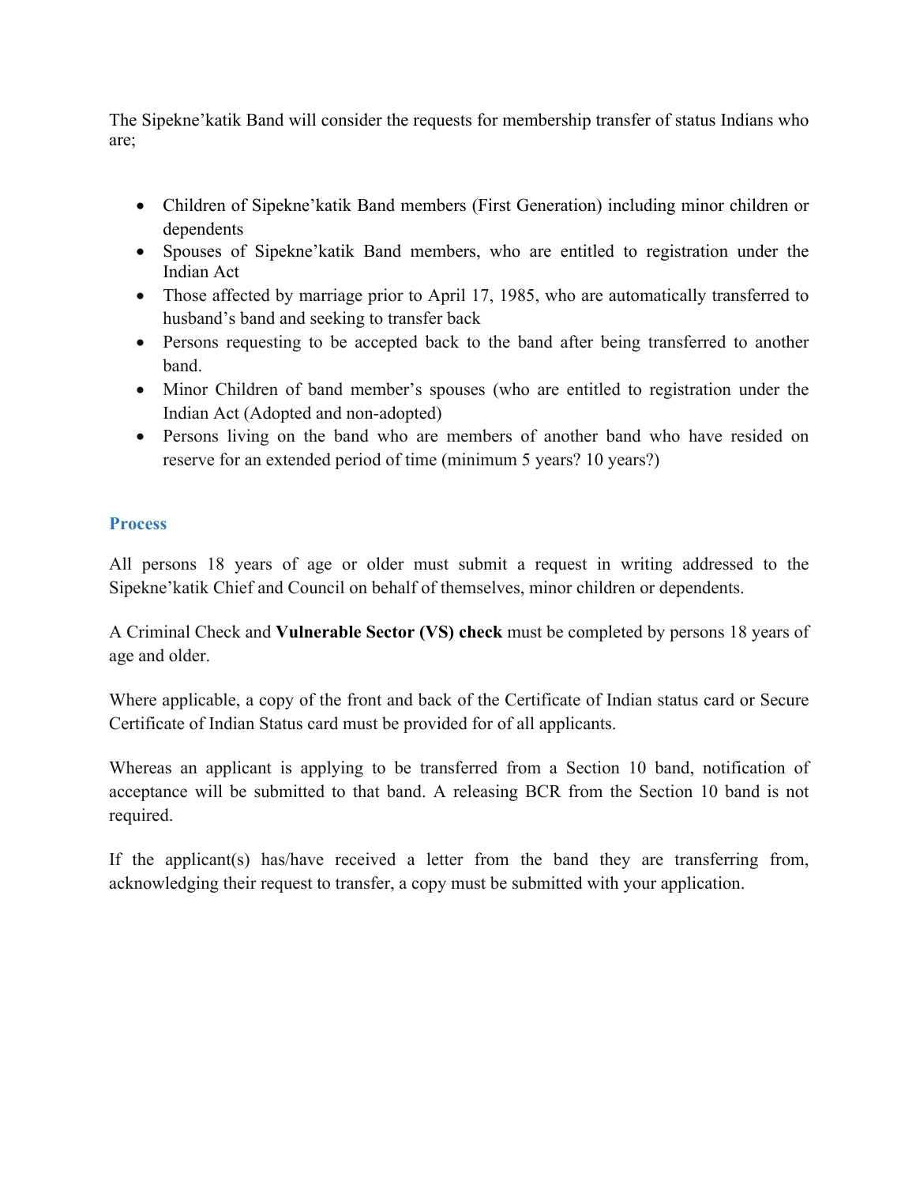The Sipekne'katik Band will consider the requests for membership transfer of status Indians who are;

- Children of Sipekne'katik Band members (First Generation) including minor children or dependents
- Spouses of Sipekne'katik Band members, who are entitled to registration under the Indian Act
- Those affected by marriage prior to April 17, 1985, who are automatically transferred to husband's band and seeking to transfer back
- Persons requesting to be accepted back to the band after being transferred to another band.
- Minor Children of band member's spouses (who are entitled to registration under the Indian Act (Adopted and non-adopted)
- Persons living on the band who are members of another band who have resided on reserve for an extended period of time (minimum 5 years? 10 years?)

## Process

All persons 18 years of age or older must submit a request in writing addressed to the Sipekne'katik Chief and Council on behalf of themselves, minor children or dependents.

A Criminal Check and **Vulnerable Sector (VS) check** must be completed by persons 18 years of age and older.

Where applicable, a copy of the front and back of the Certificate of Indian status card or Secure Certificate of Indian Status card must be provided for of all applicants.

Whereas an applicant is applying to be transferred from a Section 10 band, notification of acceptance will be submitted to that band. A releasing BCR from the Section 10 band is not required.

If the applicant(s) has/have received a letter from the band they are transferring from, acknowledging their request to transfer, a copy must be submitted with your application.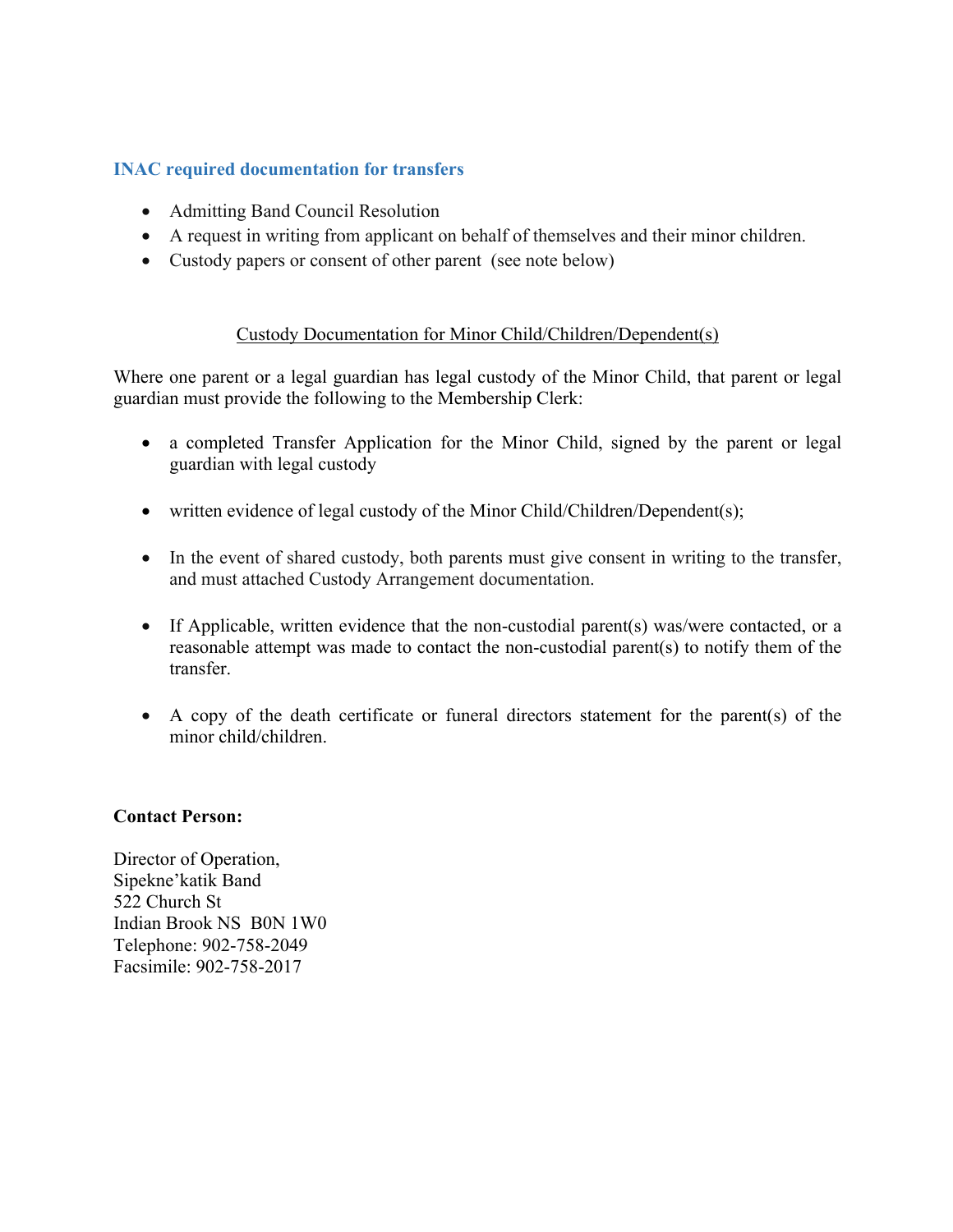## INAC required documentation for transfers

- Admitting Band Council Resolution
- A request in writing from applicant on behalf of themselves and their minor children.
- Custody papers or consent of other parent (see note below)

<u>Custody Documentation for Minor Child/Children/Dependent(s)</u>

Where one parent or a legal guardian has legal custody of the Minor Child, that parent or legal guardian must provide the following to the Membership Clerk:

- a completed Transfer Application for the Minor Child, signed by the parent or legal guardian with legal custody

- written evidence of legal custody of the Minor Child/Children/Dependent(s);

- In the event of shared custody, both parents must give consent in writing to the transfer, and must attached Custody Arrangement documentation.

- If Applicable, written evidence that the non-custodial parent(s) was/were contacted, or a reasonable attempt was made to contact the non-custodial parent(s) to notify them of the transfer.

- A copy of the death certificate or funeral directors statement for the parent(s) of the minor child/children.

**Contact Person:**

Director of Operation,
Sipekne'katik Band
522 Church St
Indian Brook NS B0N 1W0
Telephone: 902-758-2049
Facsimile: 902-758-2017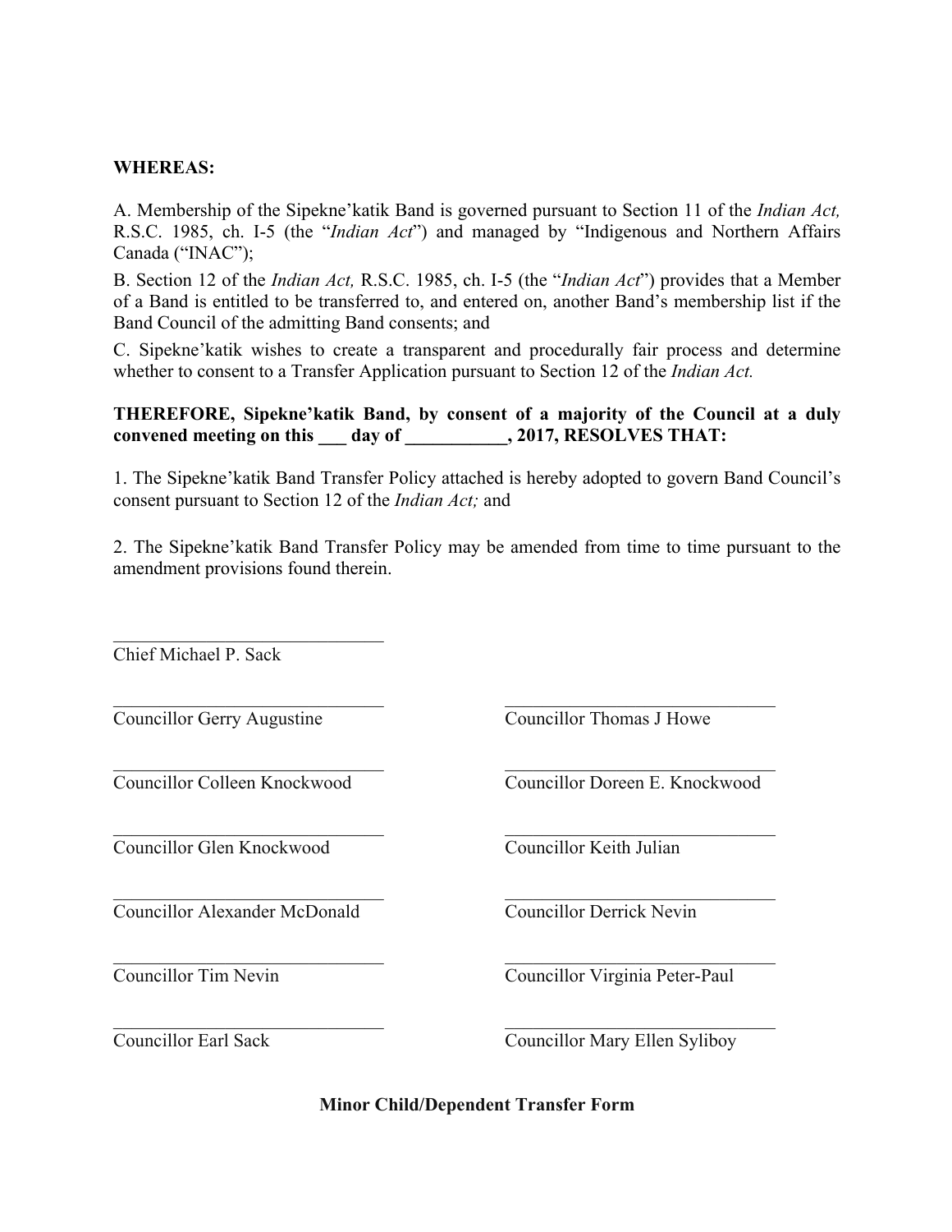**WHEREAS:**

A. Membership of the Sipekne'katik Band is governed pursuant to Section 11 of the *Indian Act,* R.S.C. 1985, ch. I-5 (the "*Indian Act*") and managed by "Indigenous and Northern Affairs Canada ("INAC");

B. Section 12 of the *Indian Act,* R.S.C. 1985, ch. I-5 (the "*Indian Act*") provides that a Member of a Band is entitled to be transferred to, and entered on, another Band's membership list if the Band Council of the admitting Band consents; and

C. Sipekne'katik wishes to create a transparent and procedurally fair process and determine whether to consent to a Transfer Application pursuant to Section 12 of the *Indian Act.*

**THEREFORE, Sipekne'katik Band, by consent of a majority of the Council at a duly convened meeting on this ___ day of ___________, 2017, RESOLVES THAT:**

1. The Sipekne'katik Band Transfer Policy attached is hereby adopted to govern Band Council's consent pursuant to Section 12 of the *Indian Act;* and

2. The Sipekne'katik Band Transfer Policy may be amended from time to time pursuant to the amendment provisions found therein.

______________________________
Chief Michael P. Sack

| | |
|---|---|
| ______________________________<br>Councillor Gerry Augustine | ______________________________<br>Councillor Thomas J Howe |
| ______________________________<br>Councillor Colleen Knockwood | ______________________________<br>Councillor Doreen E. Knockwood |
| ______________________________<br>Councillor Glen Knockwood | ______________________________<br>Councillor Keith Julian |
| ______________________________<br>Councillor Alexander McDonald | ______________________________<br>Councillor Derrick Nevin |
| ______________________________<br>Councillor Tim Nevin | ______________________________<br>Councillor Virginia Peter-Paul |
| ______________________________<br>Councillor Earl Sack | ______________________________<br>Councillor Mary Ellen Syliboy |

**Minor Child/Dependent Transfer Form**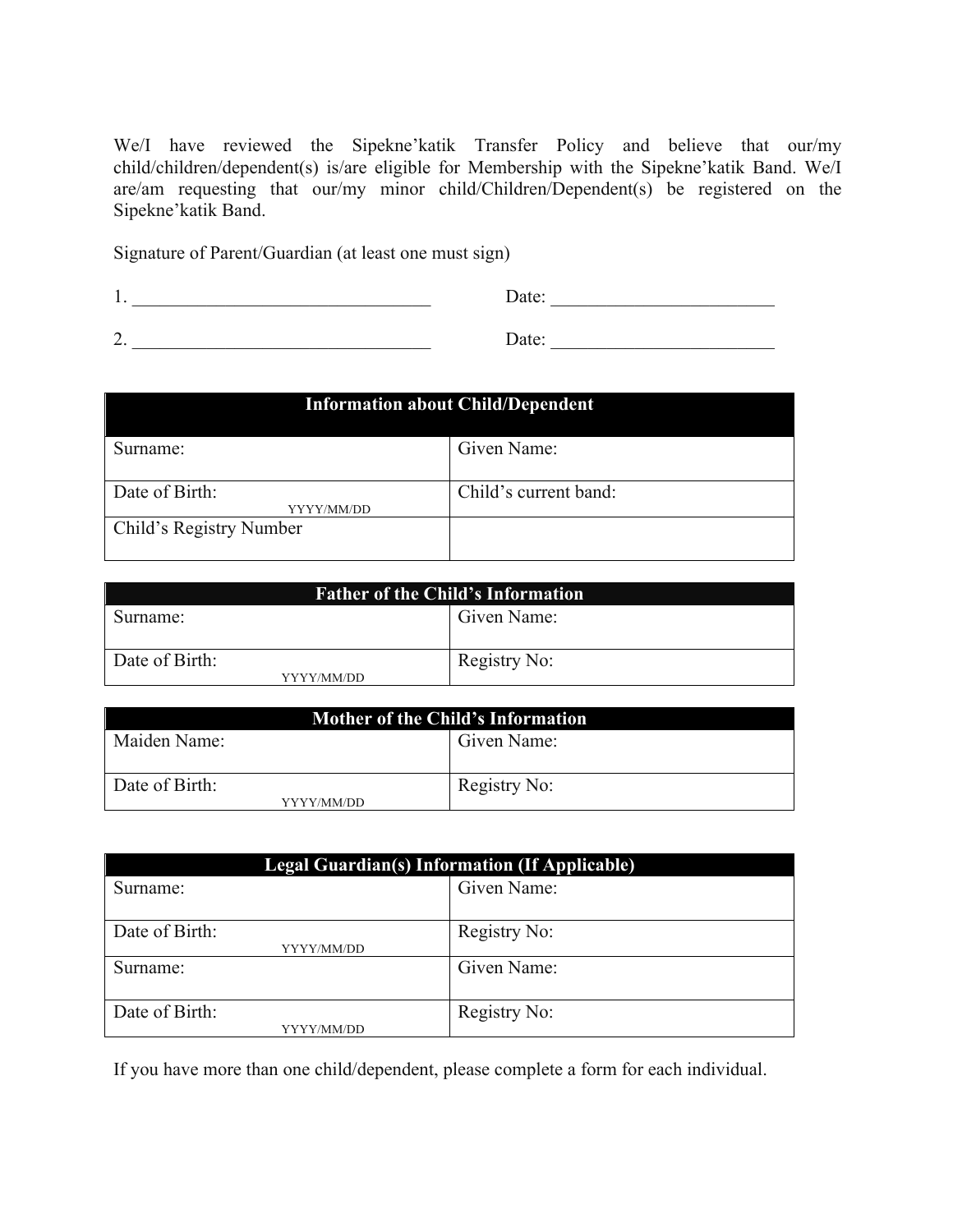We/I have reviewed the Sipekne'katik Transfer Policy and believe that our/my child/children/dependent(s) is/are eligible for Membership with the Sipekne'katik Band. We/I are/am requesting that our/my minor child/Children/Dependent(s) be registered on the Sipekne'katik Band.

Signature of Parent/Guardian (at least one must sign)

1. ________________________________ Date: ________________________

2. ________________________________ Date: ________________________

| **Information about Child/Dependent** | |
|---|---|
| Surname: | Given Name: |
| Date of Birth: YYYY/MM/DD | Child's current band: |
| Child's Registry Number | |

| **Father of the Child's Information** | |
|---|---|
| Surname: | Given Name: |
| Date of Birth: YYYY/MM/DD | Registry No: |

| **Mother of the Child's Information** | |
|---|---|
| Maiden Name: | Given Name: |
| Date of Birth: YYYY/MM/DD | Registry No: |

| **Legal Guardian(s) Information (If Applicable)** | |
|---|---|
| Surname: | Given Name: |
| Date of Birth: YYYY/MM/DD | Registry No: |
| Surname: | Given Name: |
| Date of Birth: YYYY/MM/DD | Registry No: |

If you have more than one child/dependent, please complete a form for each individual.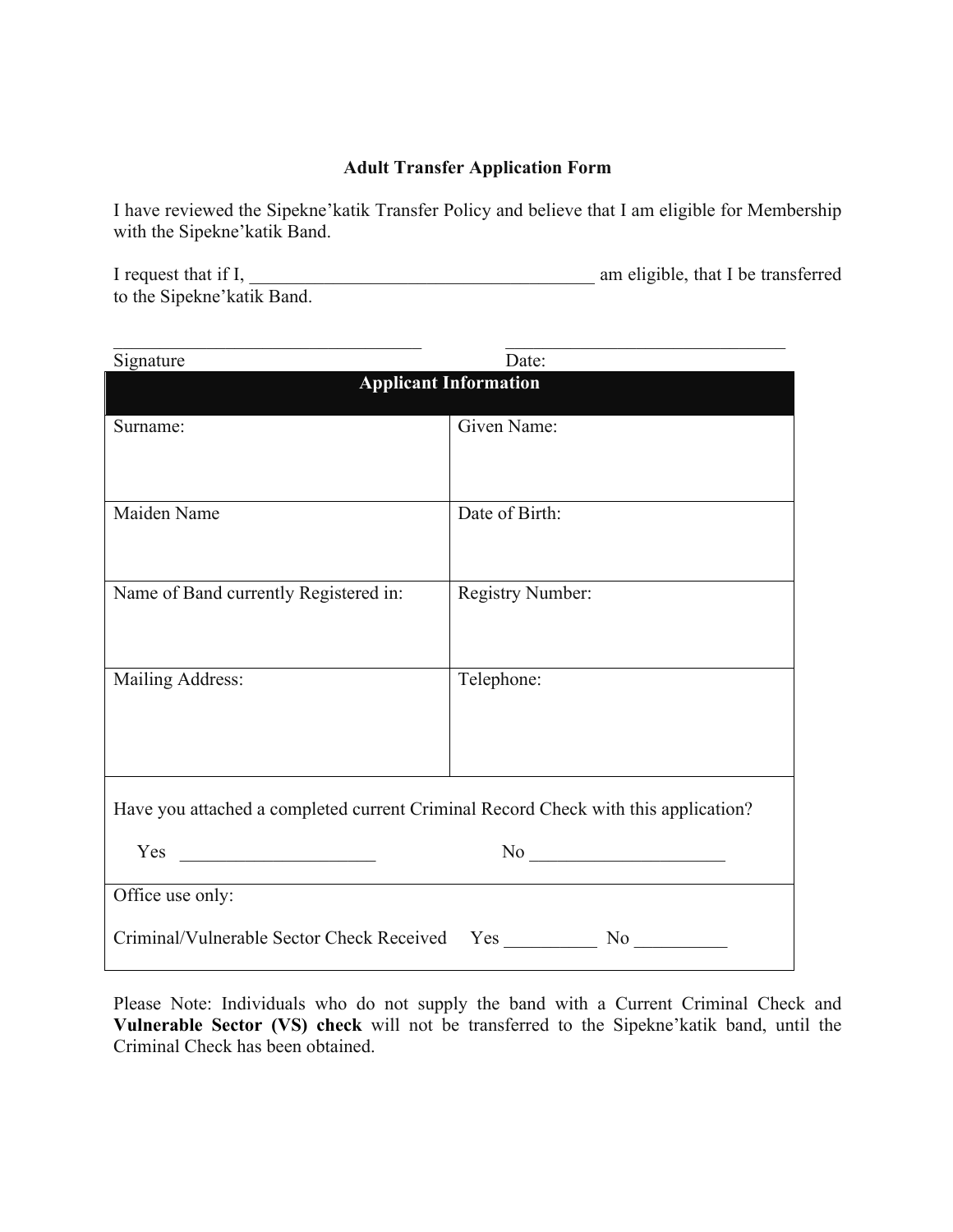# Adult Transfer Application Form

I have reviewed the Sipekne'katik Transfer Policy and believe that I am eligible for Membership with the Sipekne'katik Band.

I request that if I, ____________________________________ am eligible, that I be transferred to the Sipekne'katik Band.

__________________________________ ______________________________

Signature Date:

| Applicant Information | |
|---|---|
| Surname: | Given Name: |
| Maiden Name | Date of Birth: |
| Name of Band currently Registered in: | Registry Number: |
| Mailing Address: | Telephone: |
| Have you attached a completed current Criminal Record Check with this application?<br><br>Yes _____________________ No _____________________ | |
| Office use only:<br><br>Criminal/Vulnerable Sector Check Received Yes __________ No __________ | |

Please Note: Individuals who do not supply the band with a Current Criminal Check and **Vulnerable Sector (VS) check** will not be transferred to the Sipekne'katik band, until the Criminal Check has been obtained.